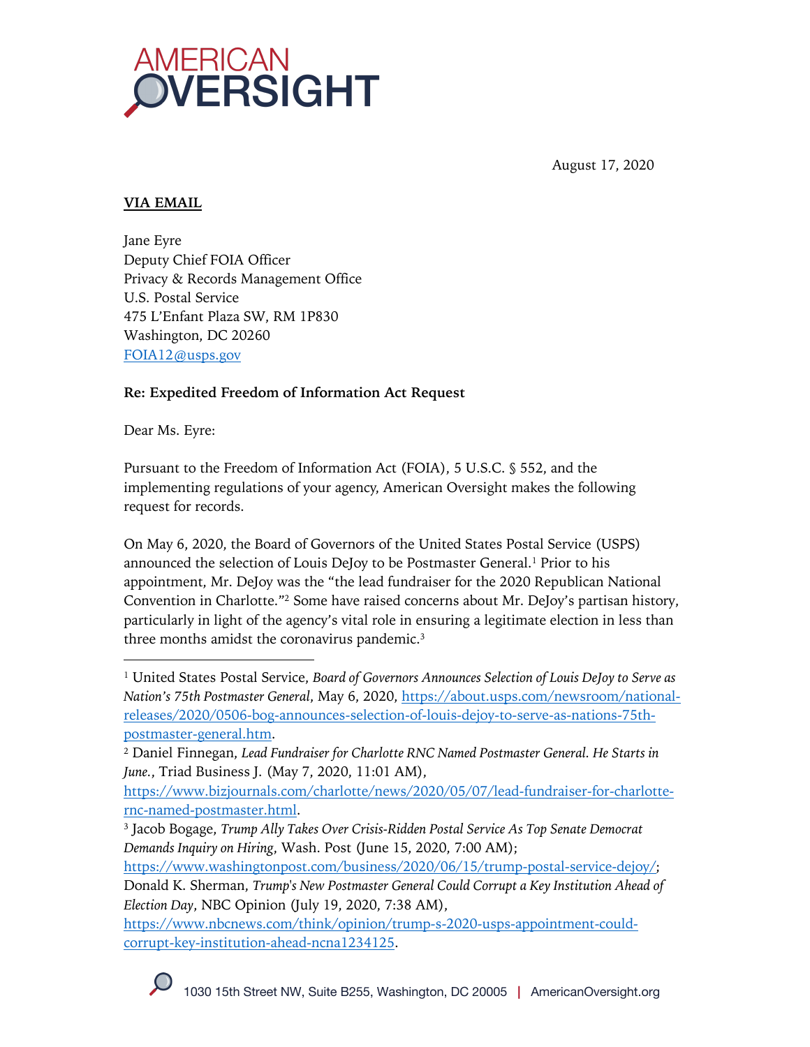August 17, 2020

**VIA EMAIL**

Jane Eyre
Deputy Chief FOIA Officer
Privacy & Records Management Office
U.S. Postal Service
475 L'Enfant Plaza SW, RM 1P830
Washington, DC 20260
FOIA12@usps.gov

**Re: Expedited Freedom of Information Act Request**

Dear Ms. Eyre:

Pursuant to the Freedom of Information Act (FOIA), 5 U.S.C. § 552, and the implementing regulations of your agency, American Oversight makes the following request for records.

On May 6, 2020, the Board of Governors of the United States Postal Service (USPS) announced the selection of Louis DeJoy to be Postmaster General.[1] Prior to his appointment, Mr. DeJoy was the "the lead fundraiser for the 2020 Republican National Convention in Charlotte."[2] Some have raised concerns about Mr. DeJoy's partisan history, particularly in light of the agency's vital role in ensuring a legitimate election in less than three months amidst the coronavirus pandemic.[3]

---

[1] United States Postal Service, *Board of Governors Announces Selection of Louis DeJoy to Serve as Nation's 75th Postmaster General*, May 6, 2020, https://about.usps.com/newsroom/national-releases/2020/0506-bog-announces-selection-of-louis-dejoy-to-serve-as-nations-75th-postmaster-general.htm.

[2] Daniel Finnegan, *Lead Fundraiser for Charlotte RNC Named Postmaster General. He Starts in June.*, Triad Business J. (May 7, 2020, 11:01 AM), https://www.bizjournals.com/charlotte/news/2020/05/07/lead-fundraiser-for-charlotte-rnc-named-postmaster.html.

[3] Jacob Bogage, *Trump Ally Takes Over Crisis-Ridden Postal Service As Top Senate Democrat Demands Inquiry on Hiring*, Wash. Post (June 15, 2020, 7:00 AM); https://www.washingtonpost.com/business/2020/06/15/trump-postal-service-dejoy/; Donald K. Sherman, *Trump's New Postmaster General Could Corrupt a Key Institution Ahead of Election Day*, NBC Opinion (July 19, 2020, 7:38 AM), https://www.nbcnews.com/think/opinion/trump-s-2020-usps-appointment-could-corrupt-key-institution-ahead-ncna1234125.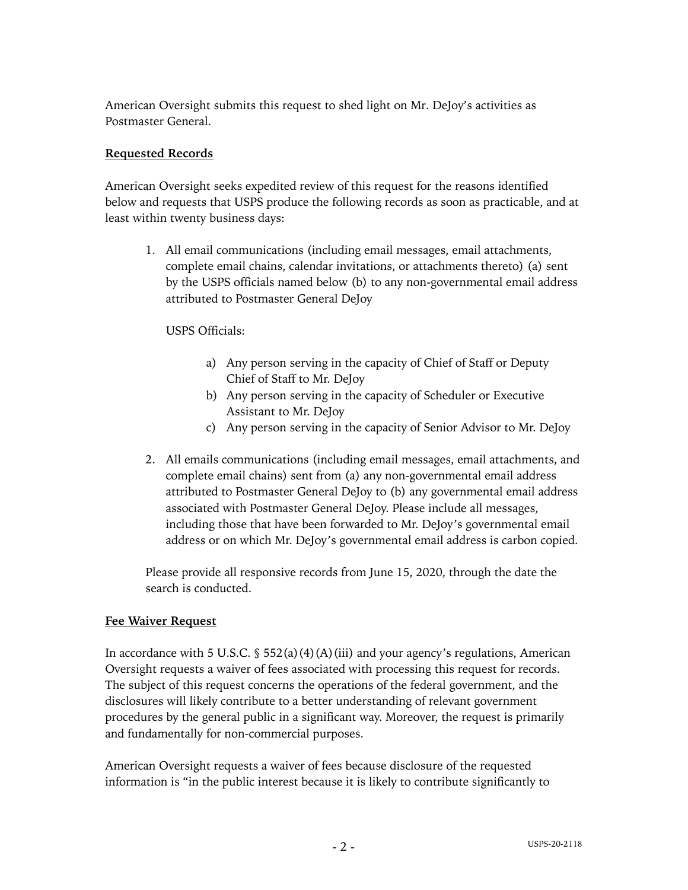American Oversight submits this request to shed light on Mr. DeJoy's activities as Postmaster General.

## Requested Records

American Oversight seeks expedited review of this request for the reasons identified below and requests that USPS produce the following records as soon as practicable, and at least within twenty business days:

1. All email communications (including email messages, email attachments, complete email chains, calendar invitations, or attachments thereto) (a) sent by the USPS officials named below (b) to any non-governmental email address attributed to Postmaster General DeJoy

   USPS Officials:

   a) Any person serving in the capacity of Chief of Staff or Deputy Chief of Staff to Mr. DeJoy
   b) Any person serving in the capacity of Scheduler or Executive Assistant to Mr. DeJoy
   c) Any person serving in the capacity of Senior Advisor to Mr. DeJoy

2. All emails communications (including email messages, email attachments, and complete email chains) sent from (a) any non-governmental email address attributed to Postmaster General DeJoy to (b) any governmental email address associated with Postmaster General DeJoy. Please include all messages, including those that have been forwarded to Mr. DeJoy's governmental email address or on which Mr. DeJoy's governmental email address is carbon copied.

   Please provide all responsive records from June 15, 2020, through the date the search is conducted.

## Fee Waiver Request

In accordance with 5 U.S.C. § 552(a)(4)(A)(iii) and your agency's regulations, American Oversight requests a waiver of fees associated with processing this request for records. The subject of this request concerns the operations of the federal government, and the disclosures will likely contribute to a better understanding of relevant government procedures by the general public in a significant way. Moreover, the request is primarily and fundamentally for non-commercial purposes.

American Oversight requests a waiver of fees because disclosure of the requested information is "in the public interest because it is likely to contribute significantly to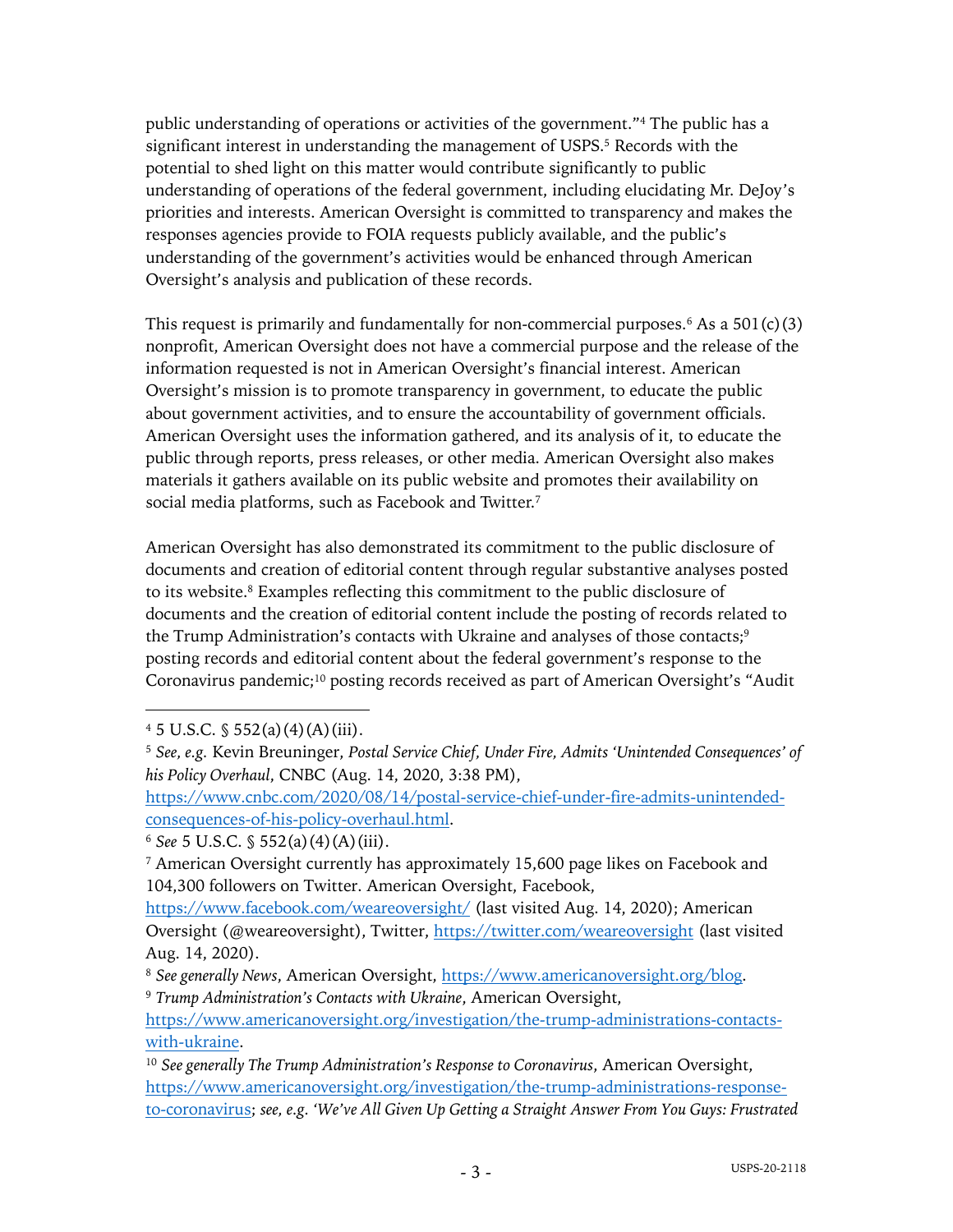public understanding of operations or activities of the government."[4] The public has a significant interest in understanding the management of USPS.[5] Records with the potential to shed light on this matter would contribute significantly to public understanding of operations of the federal government, including elucidating Mr. DeJoy's priorities and interests. American Oversight is committed to transparency and makes the responses agencies provide to FOIA requests publicly available, and the public's understanding of the government's activities would be enhanced through American Oversight's analysis and publication of these records.

This request is primarily and fundamentally for non-commercial purposes.[6] As a 501(c)(3) nonprofit, American Oversight does not have a commercial purpose and the release of the information requested is not in American Oversight's financial interest. American Oversight's mission is to promote transparency in government, to educate the public about government activities, and to ensure the accountability of government officials. American Oversight uses the information gathered, and its analysis of it, to educate the public through reports, press releases, or other media. American Oversight also makes materials it gathers available on its public website and promotes their availability on social media platforms, such as Facebook and Twitter.[7]

American Oversight has also demonstrated its commitment to the public disclosure of documents and creation of editorial content through regular substantive analyses posted to its website.[8] Examples reflecting this commitment to the public disclosure of documents and the creation of editorial content include the posting of records related to the Trump Administration's contacts with Ukraine and analyses of those contacts;[9] posting records and editorial content about the federal government's response to the Coronavirus pandemic;[10] posting records received as part of American Oversight's "Audit

---

[4] 5 U.S.C. § 552(a)(4)(A)(iii).

[5] *See, e.g.* Kevin Breuninger, *Postal Service Chief, Under Fire, Admits 'Unintended Consequences' of his Policy Overhaul*, CNBC (Aug. 14, 2020, 3:38 PM), https://www.cnbc.com/2020/08/14/postal-service-chief-under-fire-admits-unintended-consequences-of-his-policy-overhaul.html.

[6] *See* 5 U.S.C. § 552(a)(4)(A)(iii).

[7] American Oversight currently has approximately 15,600 page likes on Facebook and 104,300 followers on Twitter. American Oversight, Facebook, https://www.facebook.com/weareoversight/ (last visited Aug. 14, 2020); American Oversight (@weareoversight), Twitter, https://twitter.com/weareoversight (last visited Aug. 14, 2020).

[8] *See generally News*, American Oversight, https://www.americanoversight.org/blog.

[9] *Trump Administration's Contacts with Ukraine*, American Oversight, https://www.americanoversight.org/investigation/the-trump-administrations-contacts-with-ukraine.

[10] *See generally The Trump Administration's Response to Coronavirus*, American Oversight, https://www.americanoversight.org/investigation/the-trump-administrations-response-to-coronavirus; *see, e.g. 'We've All Given Up Getting a Straight Answer From You Guys: Frustrated*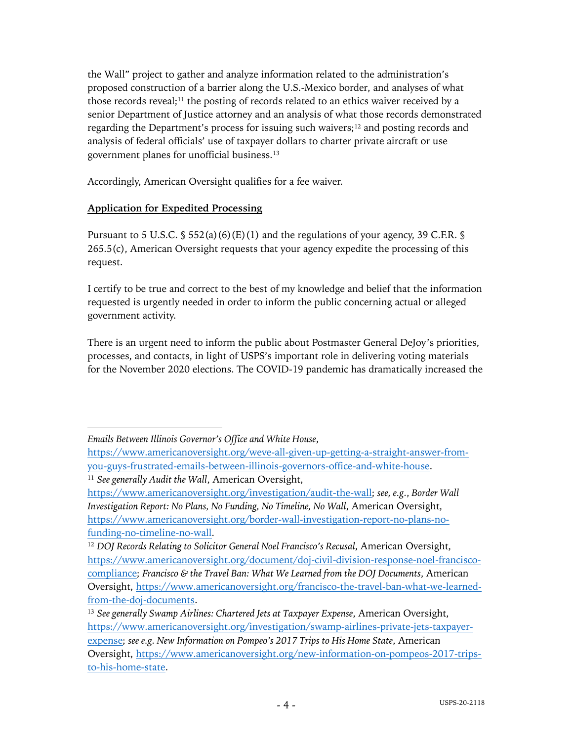the Wall" project to gather and analyze information related to the administration's proposed construction of a barrier along the U.S.-Mexico border, and analyses of what those records reveal;[11] the posting of records related to an ethics waiver received by a senior Department of Justice attorney and an analysis of what those records demonstrated regarding the Department's process for issuing such waivers;[12] and posting records and analysis of federal officials' use of taxpayer dollars to charter private aircraft or use government planes for unofficial business.[13]

Accordingly, American Oversight qualifies for a fee waiver.

**Application for Expedited Processing**

Pursuant to 5 U.S.C. § 552(a)(6)(E)(1) and the regulations of your agency, 39 C.F.R. § 265.5(c), American Oversight requests that your agency expedite the processing of this request.

I certify to be true and correct to the best of my knowledge and belief that the information requested is urgently needed in order to inform the public concerning actual or alleged government activity.

There is an urgent need to inform the public about Postmaster General DeJoy's priorities, processes, and contacts, in light of USPS's important role in delivering voting materials for the November 2020 elections. The COVID-19 pandemic has dramatically increased the

---

*Emails Between Illinois Governor's Office and White House*, https://www.americanoversight.org/weve-all-given-up-getting-a-straight-answer-from-you-guys-frustrated-emails-between-illinois-governors-office-and-white-house.

[11] *See generally Audit the Wall*, American Oversight, https://www.americanoversight.org/investigation/audit-the-wall; *see, e.g.*, *Border Wall Investigation Report: No Plans, No Funding, No Timeline, No Wall*, American Oversight, https://www.americanoversight.org/border-wall-investigation-report-no-plans-no-funding-no-timeline-no-wall.

[12] *DOJ Records Relating to Solicitor General Noel Francisco's Recusal*, American Oversight, https://www.americanoversight.org/document/doj-civil-division-response-noel-francisco-compliance; *Francisco & the Travel Ban: What We Learned from the DOJ Documents*, American Oversight, https://www.americanoversight.org/francisco-the-travel-ban-what-we-learned-from-the-doj-documents.

[13] *See generally Swamp Airlines: Chartered Jets at Taxpayer Expense*, American Oversight, https://www.americanoversight.org/investigation/swamp-airlines-private-jets-taxpayer-expense; *see e.g. New Information on Pompeo's 2017 Trips to His Home State*, American Oversight, https://www.americanoversight.org/new-information-on-pompeos-2017-trips-to-his-home-state.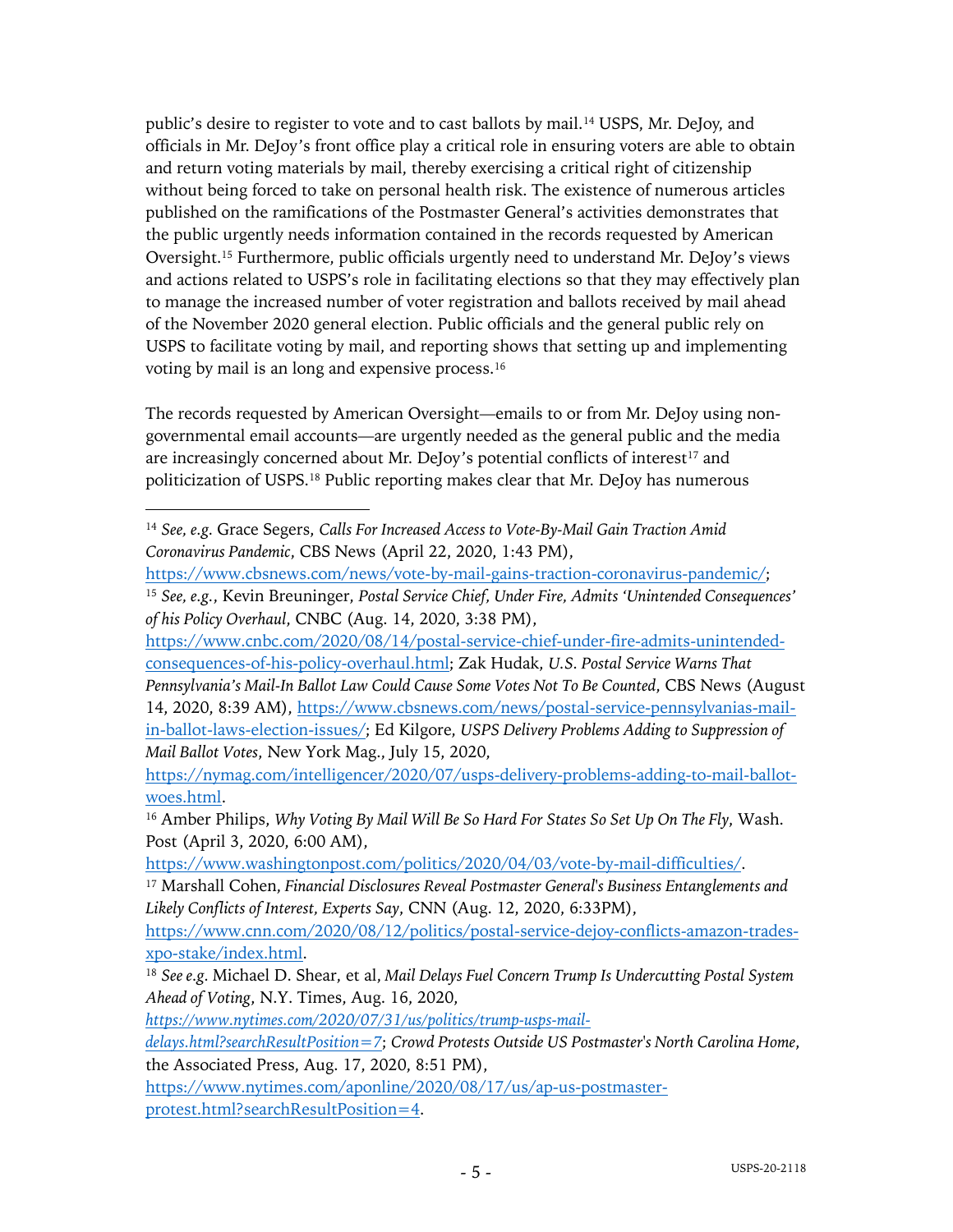public's desire to register to vote and to cast ballots by mail.[14] USPS, Mr. DeJoy, and officials in Mr. DeJoy's front office play a critical role in ensuring voters are able to obtain and return voting materials by mail, thereby exercising a critical right of citizenship without being forced to take on personal health risk. The existence of numerous articles published on the ramifications of the Postmaster General's activities demonstrates that the public urgently needs information contained in the records requested by American Oversight.[15] Furthermore, public officials urgently need to understand Mr. DeJoy's views and actions related to USPS's role in facilitating elections so that they may effectively plan to manage the increased number of voter registration and ballots received by mail ahead of the November 2020 general election. Public officials and the general public rely on USPS to facilitate voting by mail, and reporting shows that setting up and implementing voting by mail is an long and expensive process.[16]

The records requested by American Oversight—emails to or from Mr. DeJoy using non-governmental email accounts—are urgently needed as the general public and the media are increasingly concerned about Mr. DeJoy's potential conflicts of interest[17] and politicization of USPS.[18] Public reporting makes clear that Mr. DeJoy has numerous

---

[14] *See, e.g.* Grace Segers, *Calls For Increased Access to Vote-By-Mail Gain Traction Amid Coronavirus Pandemic*, CBS News (April 22, 2020, 1:43 PM), https://www.cbsnews.com/news/vote-by-mail-gains-traction-coronavirus-pandemic/;

[15] *See, e.g.*, Kevin Breuninger, *Postal Service Chief, Under Fire, Admits 'Unintended Consequences' of his Policy Overhaul*, CNBC (Aug. 14, 2020, 3:38 PM), https://www.cnbc.com/2020/08/14/postal-service-chief-under-fire-admits-unintended-consequences-of-his-policy-overhaul.html; Zak Hudak, *U.S. Postal Service Warns That Pennsylvania's Mail-In Ballot Law Could Cause Some Votes Not To Be Counted*, CBS News (August 14, 2020, 8:39 AM), https://www.cbsnews.com/news/postal-service-pennsylvanias-mail-in-ballot-laws-election-issues/; Ed Kilgore, *USPS Delivery Problems Adding to Suppression of Mail Ballot Votes*, New York Mag., July 15, 2020, https://nymag.com/intelligencer/2020/07/usps-delivery-problems-adding-to-mail-ballot-woes.html.

[16] Amber Philips, *Why Voting By Mail Will Be So Hard For States So Set Up On The Fly*, Wash. Post (April 3, 2020, 6:00 AM), https://www.washingtonpost.com/politics/2020/04/03/vote-by-mail-difficulties/.

[17] Marshall Cohen, *Financial Disclosures Reveal Postmaster General's Business Entanglements and Likely Conflicts of Interest, Experts Say*, CNN (Aug. 12, 2020, 6:33PM), https://www.cnn.com/2020/08/12/politics/postal-service-dejoy-conflicts-amazon-trades-xpo-stake/index.html.

[18] *See e.g.* Michael D. Shear, et al, *Mail Delays Fuel Concern Trump Is Undercutting Postal System Ahead of Voting*, N.Y. Times, Aug. 16, 2020, *https://www.nytimes.com/2020/07/31/us/politics/trump-usps-mail-delays.html?searchResultPosition=7*; *Crowd Protests Outside US Postmaster's North Carolina Home*, the Associated Press, Aug. 17, 2020, 8:51 PM), https://www.nytimes.com/aponline/2020/08/17/us/ap-us-postmaster-protest.html?searchResultPosition=4.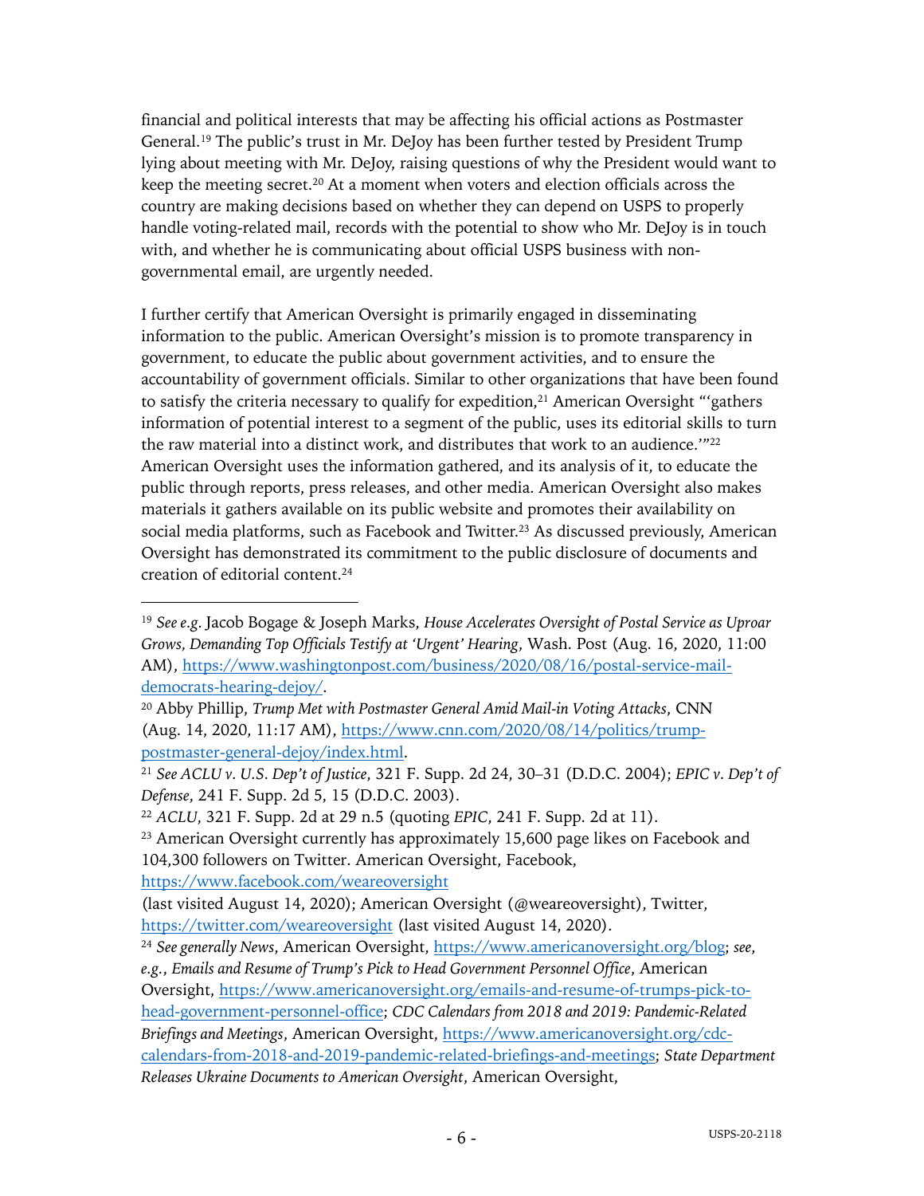financial and political interests that may be affecting his official actions as Postmaster General.[19] The public's trust in Mr. DeJoy has been further tested by President Trump lying about meeting with Mr. DeJoy, raising questions of why the President would want to keep the meeting secret.[20] At a moment when voters and election officials across the country are making decisions based on whether they can depend on USPS to properly handle voting-related mail, records with the potential to show who Mr. DeJoy is in touch with, and whether he is communicating about official USPS business with non-governmental email, are urgently needed.

I further certify that American Oversight is primarily engaged in disseminating information to the public. American Oversight's mission is to promote transparency in government, to educate the public about government activities, and to ensure the accountability of government officials. Similar to other organizations that have been found to satisfy the criteria necessary to qualify for expedition,[21] American Oversight "'gathers information of potential interest to a segment of the public, uses its editorial skills to turn the raw material into a distinct work, and distributes that work to an audience.'"[22] American Oversight uses the information gathered, and its analysis of it, to educate the public through reports, press releases, and other media. American Oversight also makes materials it gathers available on its public website and promotes their availability on social media platforms, such as Facebook and Twitter.[23] As discussed previously, American Oversight has demonstrated its commitment to the public disclosure of documents and creation of editorial content.[24]

---

[19] *See e.g.* Jacob Bogage & Joseph Marks, *House Accelerates Oversight of Postal Service as Uproar Grows, Demanding Top Officials Testify at 'Urgent' Hearing*, Wash. Post (Aug. 16, 2020, 11:00 AM), https://www.washingtonpost.com/business/2020/08/16/postal-service-mail-democrats-hearing-dejoy/.

[20] Abby Phillip, *Trump Met with Postmaster General Amid Mail-in Voting Attacks*, CNN (Aug. 14, 2020, 11:17 AM), https://www.cnn.com/2020/08/14/politics/trump-postmaster-general-dejoy/index.html.

[21] *See ACLU v. U.S. Dep't of Justice*, 321 F. Supp. 2d 24, 30–31 (D.D.C. 2004); *EPIC v. Dep't of Defense*, 241 F. Supp. 2d 5, 15 (D.D.C. 2003).

[22] *ACLU*, 321 F. Supp. 2d at 29 n.5 (quoting *EPIC*, 241 F. Supp. 2d at 11).

[23] American Oversight currently has approximately 15,600 page likes on Facebook and 104,300 followers on Twitter. American Oversight, Facebook, https://www.facebook.com/weareoversight (last visited August 14, 2020); American Oversight (@weareoversight), Twitter, https://twitter.com/weareoversight (last visited August 14, 2020).

[24] *See generally News*, American Oversight, https://www.americanoversight.org/blog; *see, e.g.*, *Emails and Resume of Trump's Pick to Head Government Personnel Office*, American Oversight, https://www.americanoversight.org/emails-and-resume-of-trumps-pick-to-head-government-personnel-office; *CDC Calendars from 2018 and 2019: Pandemic-Related Briefings and Meetings*, American Oversight, https://www.americanoversight.org/cdc-calendars-from-2018-and-2019-pandemic-related-briefings-and-meetings; *State Department Releases Ukraine Documents to American Oversight*, American Oversight,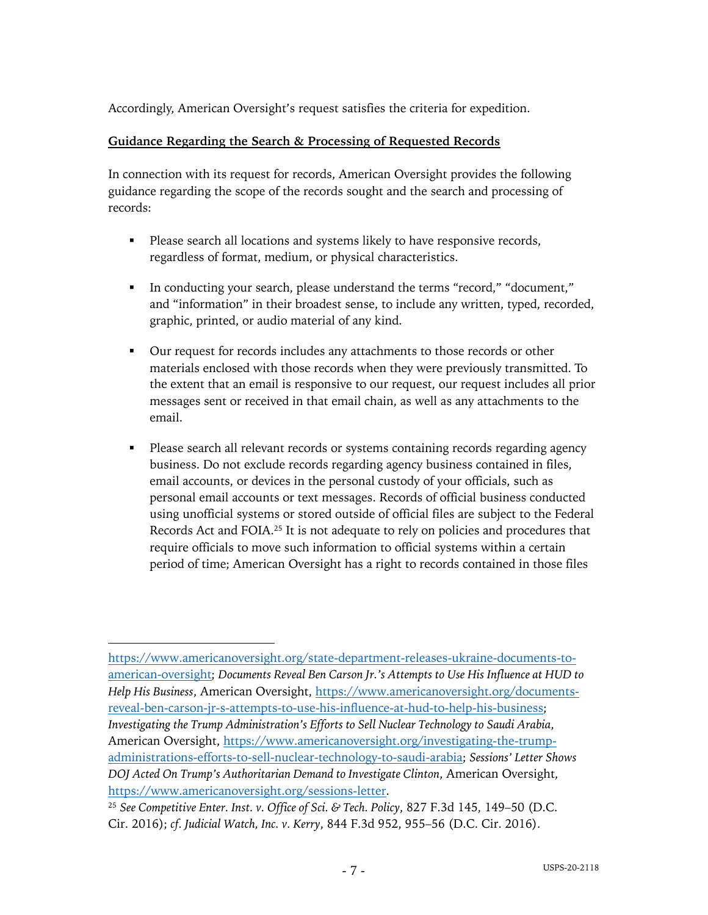Accordingly, American Oversight's request satisfies the criteria for expedition.

**Guidance Regarding the Search & Processing of Requested Records**

In connection with its request for records, American Oversight provides the following guidance regarding the scope of the records sought and the search and processing of records:

- Please search all locations and systems likely to have responsive records, regardless of format, medium, or physical characteristics.

- In conducting your search, please understand the terms "record," "document," and "information" in their broadest sense, to include any written, typed, recorded, graphic, printed, or audio material of any kind.

- Our request for records includes any attachments to those records or other materials enclosed with those records when they were previously transmitted. To the extent that an email is responsive to our request, our request includes all prior messages sent or received in that email chain, as well as any attachments to the email.

- Please search all relevant records or systems containing records regarding agency business. Do not exclude records regarding agency business contained in files, email accounts, or devices in the personal custody of your officials, such as personal email accounts or text messages. Records of official business conducted using unofficial systems or stored outside of official files are subject to the Federal Records Act and FOIA.[25] It is not adequate to rely on policies and procedures that require officials to move such information to official systems within a certain period of time; American Oversight has a right to records contained in those files

---

https://www.americanoversight.org/state-department-releases-ukraine-documents-to-american-oversight; *Documents Reveal Ben Carson Jr.'s Attempts to Use His Influence at HUD to Help His Business*, American Oversight, https://www.americanoversight.org/documents-reveal-ben-carson-jr-s-attempts-to-use-his-influence-at-hud-to-help-his-business; *Investigating the Trump Administration's Efforts to Sell Nuclear Technology to Saudi Arabia*, American Oversight, https://www.americanoversight.org/investigating-the-trump-administrations-efforts-to-sell-nuclear-technology-to-saudi-arabia; *Sessions' Letter Shows DOJ Acted On Trump's Authoritarian Demand to Investigate Clinton*, American Oversight, https://www.americanoversight.org/sessions-letter.

[25] *See Competitive Enter. Inst. v. Office of Sci. & Tech. Policy*, 827 F.3d 145, 149–50 (D.C. Cir. 2016); *cf. Judicial Watch, Inc. v. Kerry*, 844 F.3d 952, 955–56 (D.C. Cir. 2016).

USPS-20-2118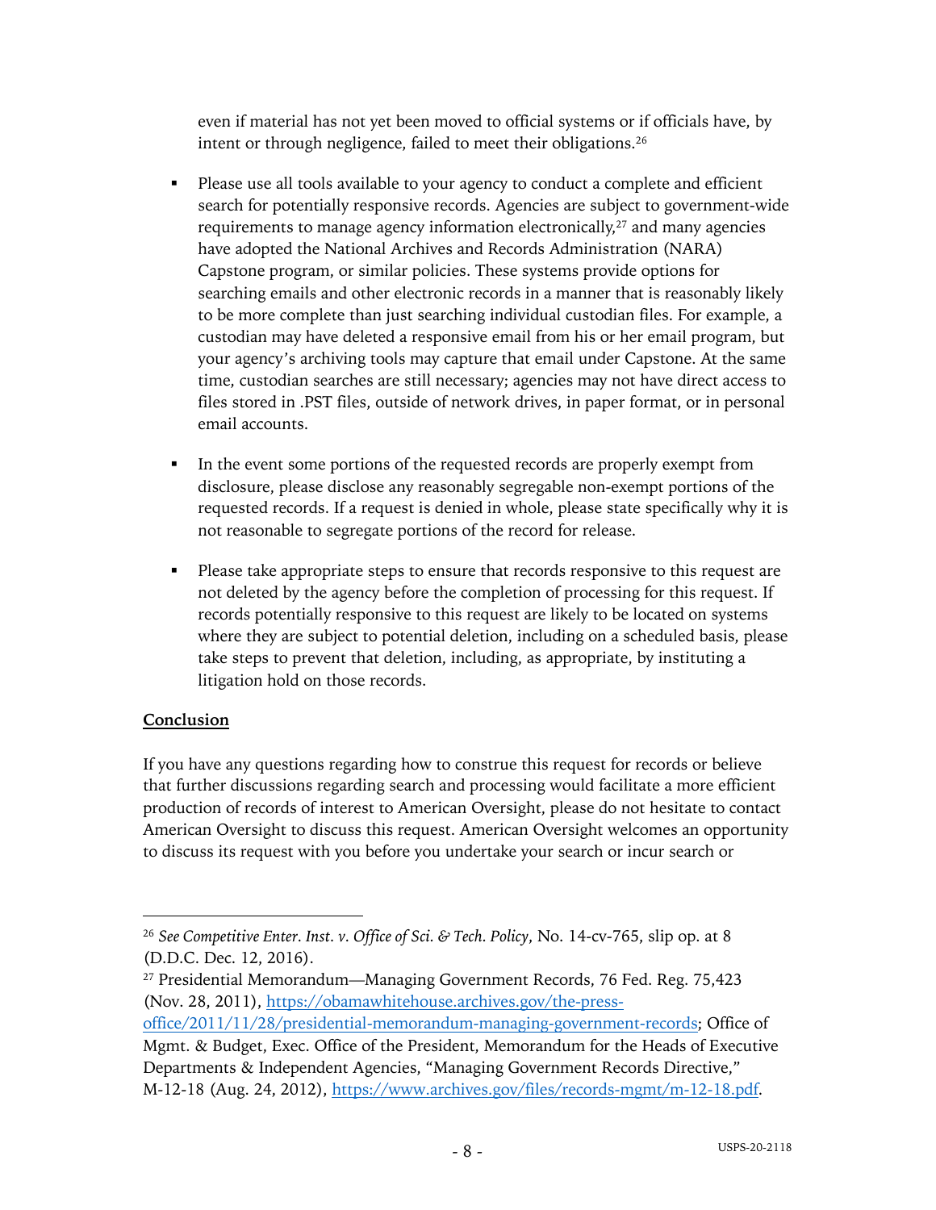even if material has not yet been moved to official systems or if officials have, by intent or through negligence, failed to meet their obligations.[26]

- Please use all tools available to your agency to conduct a complete and efficient search for potentially responsive records. Agencies are subject to government-wide requirements to manage agency information electronically,[27] and many agencies have adopted the National Archives and Records Administration (NARA) Capstone program, or similar policies. These systems provide options for searching emails and other electronic records in a manner that is reasonably likely to be more complete than just searching individual custodian files. For example, a custodian may have deleted a responsive email from his or her email program, but your agency's archiving tools may capture that email under Capstone. At the same time, custodian searches are still necessary; agencies may not have direct access to files stored in .PST files, outside of network drives, in paper format, or in personal email accounts.

- In the event some portions of the requested records are properly exempt from disclosure, please disclose any reasonably segregable non-exempt portions of the requested records. If a request is denied in whole, please state specifically why it is not reasonable to segregate portions of the record for release.

- Please take appropriate steps to ensure that records responsive to this request are not deleted by the agency before the completion of processing for this request. If records potentially responsive to this request are likely to be located on systems where they are subject to potential deletion, including on a scheduled basis, please take steps to prevent that deletion, including, as appropriate, by instituting a litigation hold on those records.

**Conclusion**

If you have any questions regarding how to construe this request for records or believe that further discussions regarding search and processing would facilitate a more efficient production of records of interest to American Oversight, please do not hesitate to contact American Oversight to discuss this request. American Oversight welcomes an opportunity to discuss its request with you before you undertake your search or incur search or

---

[26] *See Competitive Enter. Inst. v. Office of Sci. & Tech. Policy*, No. 14-cv-765, slip op. at 8 (D.D.C. Dec. 12, 2016).

[27] Presidential Memorandum—Managing Government Records, 76 Fed. Reg. 75,423 (Nov. 28, 2011), https://obamawhitehouse.archives.gov/the-press-office/2011/11/28/presidential-memorandum-managing-government-records; Office of Mgmt. & Budget, Exec. Office of the President, Memorandum for the Heads of Executive Departments & Independent Agencies, "Managing Government Records Directive," M-12-18 (Aug. 24, 2012), https://www.archives.gov/files/records-mgmt/m-12-18.pdf.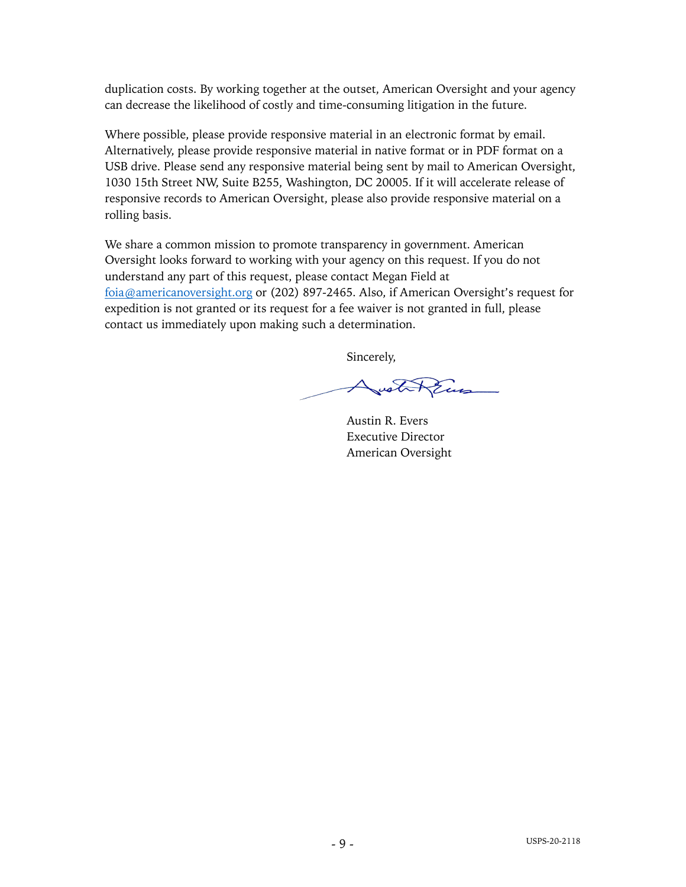duplication costs. By working together at the outset, American Oversight and your agency can decrease the likelihood of costly and time-consuming litigation in the future.

Where possible, please provide responsive material in an electronic format by email. Alternatively, please provide responsive material in native format or in PDF format on a USB drive. Please send any responsive material being sent by mail to American Oversight, 1030 15th Street NW, Suite B255, Washington, DC 20005. If it will accelerate release of responsive records to American Oversight, please also provide responsive material on a rolling basis.

We share a common mission to promote transparency in government. American Oversight looks forward to working with your agency on this request. If you do not understand any part of this request, please contact Megan Field at foia@americanoversight.org or (202) 897-2465. Also, if American Oversight's request for expedition is not granted or its request for a fee waiver is not granted in full, please contact us immediately upon making such a determination.

Sincerely,

Austin R. Evers
Executive Director
American Oversight

USPS-20-2118